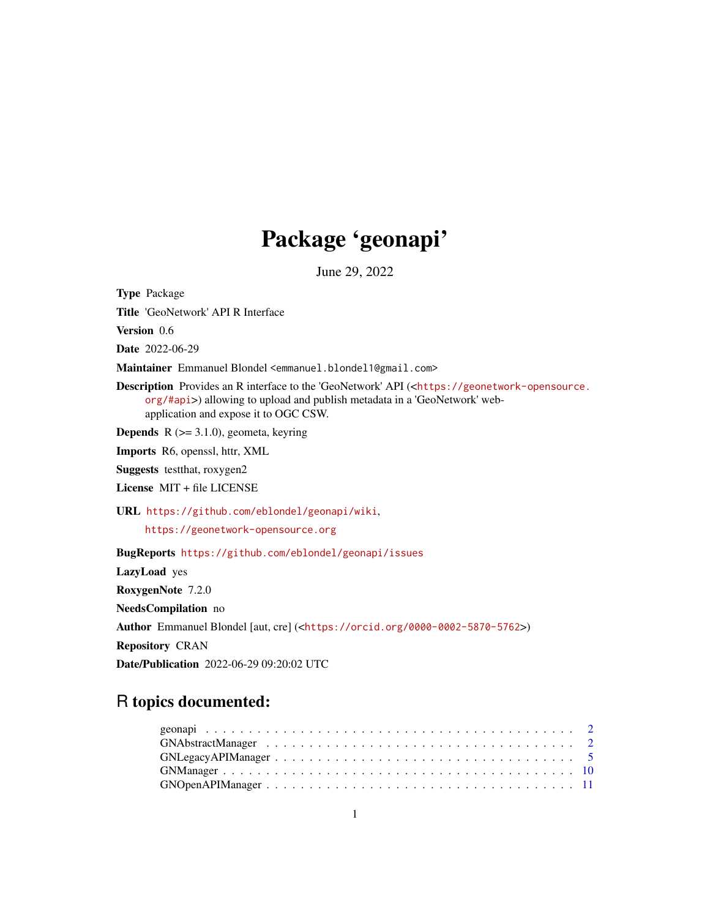# Package 'geonapi'

June 29, 2022

**Type** Package

**Title** 'GeoNetwork' API R Interface

**Version** 0.6

**Date** 2022-06-29

**Maintainer** Emmanuel Blondel <emmanuel.blondel1@gmail.com>

**Description** Provides an R interface to the 'GeoNetwork' API (<https://geonetwork-opensource.org/#api>) allowing to upload and publish metadata in a 'GeoNetwork' web-application and expose it to OGC CSW.

**Depends** R (>= 3.1.0), geometa, keyring

**Imports** R6, openssl, httr, XML

**Suggests** testthat, roxygen2

**License** MIT + file LICENSE

**URL** https://github.com/eblondel/geonapi/wiki,
https://geonetwork-opensource.org

**BugReports** https://github.com/eblondel/geonapi/issues

**LazyLoad** yes

**RoxygenNote** 7.2.0

**NeedsCompilation** no

**Author** Emmanuel Blondel [aut, cre] (<https://orcid.org/0000-0002-5870-5762>)

**Repository** CRAN

**Date/Publication** 2022-06-29 09:20:02 UTC

## R topics documented:

- geonapi . . . . . . . . . . 2
- GNAbstractManager . . . . . . . . . . 2
- GNLegacyAPIManager . . . . . . . . . . 5
- GNManager . . . . . . . . . . 10
- GNOpenAPIManager . . . . . . . . . . 11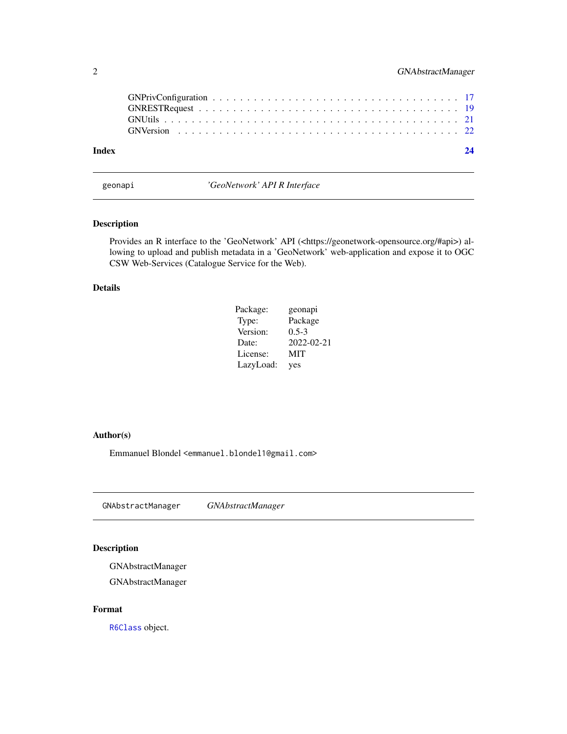| | |
|---|---|
| GNPrivConfiguration | 17 |
| GNRESTRequest | 19 |
| GNUtils | 21 |
| GNVersion | 22 |

**Index** **24**

---

`geonapi` *'GeoNetwork' API R Interface*

---

### Description

Provides an R interface to the 'GeoNetwork' API (<https://geonetwork-opensource.org/#api>) allowing to upload and publish metadata in a 'GeoNetwork' web-application and expose it to OGC CSW Web-Services (Catalogue Service for the Web).

### Details

| | |
|---|---|
| Package: | geonapi |
| Type: | Package |
| Version: | 0.5-3 |
| Date: | 2022-02-21 |
| License: | MIT |
| LazyLoad: | yes |

### Author(s)

Emmanuel Blondel <emmanuel.blondel1@gmail.com>

---

`GNAbstractManager` *GNAbstractManager*

---

### Description

GNAbstractManager

GNAbstractManager

### Format

`R6Class` object.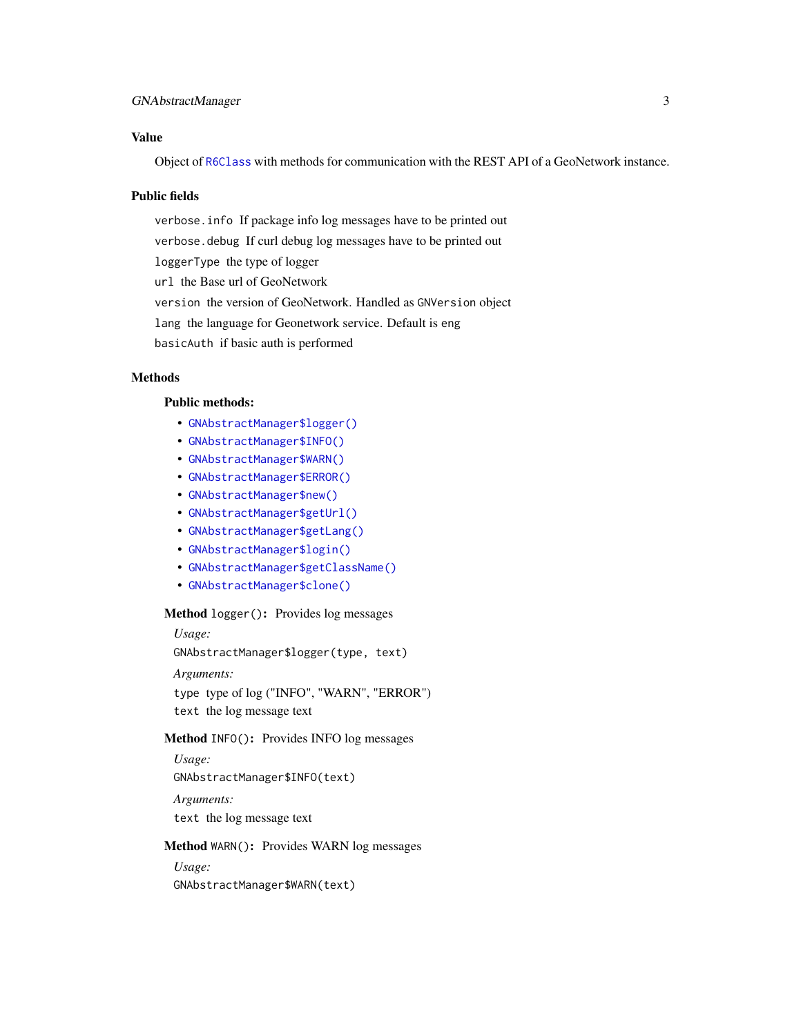## Value

Object of `R6Class` with methods for communication with the REST API of a GeoNetwork instance.

## Public fields

`verbose.info` If package info log messages have to be printed out

`verbose.debug` If curl debug log messages have to be printed out

`loggerType` the type of logger

`url` the Base url of GeoNetwork

`version` the version of GeoNetwork. Handled as `GNVersion` object

`lang` the language for Geonetwork service. Default is `eng`

`basicAuth` if basic auth is performed

## Methods

### Public methods:

- `GNAbstractManager$logger()`
- `GNAbstractManager$INFO()`
- `GNAbstractManager$WARN()`
- `GNAbstractManager$ERROR()`
- `GNAbstractManager$new()`
- `GNAbstractManager$getUrl()`
- `GNAbstractManager$getLang()`
- `GNAbstractManager$login()`
- `GNAbstractManager$getClassName()`
- `GNAbstractManager$clone()`

**Method** `logger()`**:** Provides log messages

*Usage:*

```
GNAbstractManager$logger(type, text)
```

*Arguments:*

`type` type of log ("INFO", "WARN", "ERROR")

`text` the log message text

**Method** `INFO()`**:** Provides INFO log messages

*Usage:*

```
GNAbstractManager$INFO(text)
```

*Arguments:*

`text` the log message text

**Method** `WARN()`**:** Provides WARN log messages

*Usage:*

```
GNAbstractManager$WARN(text)
```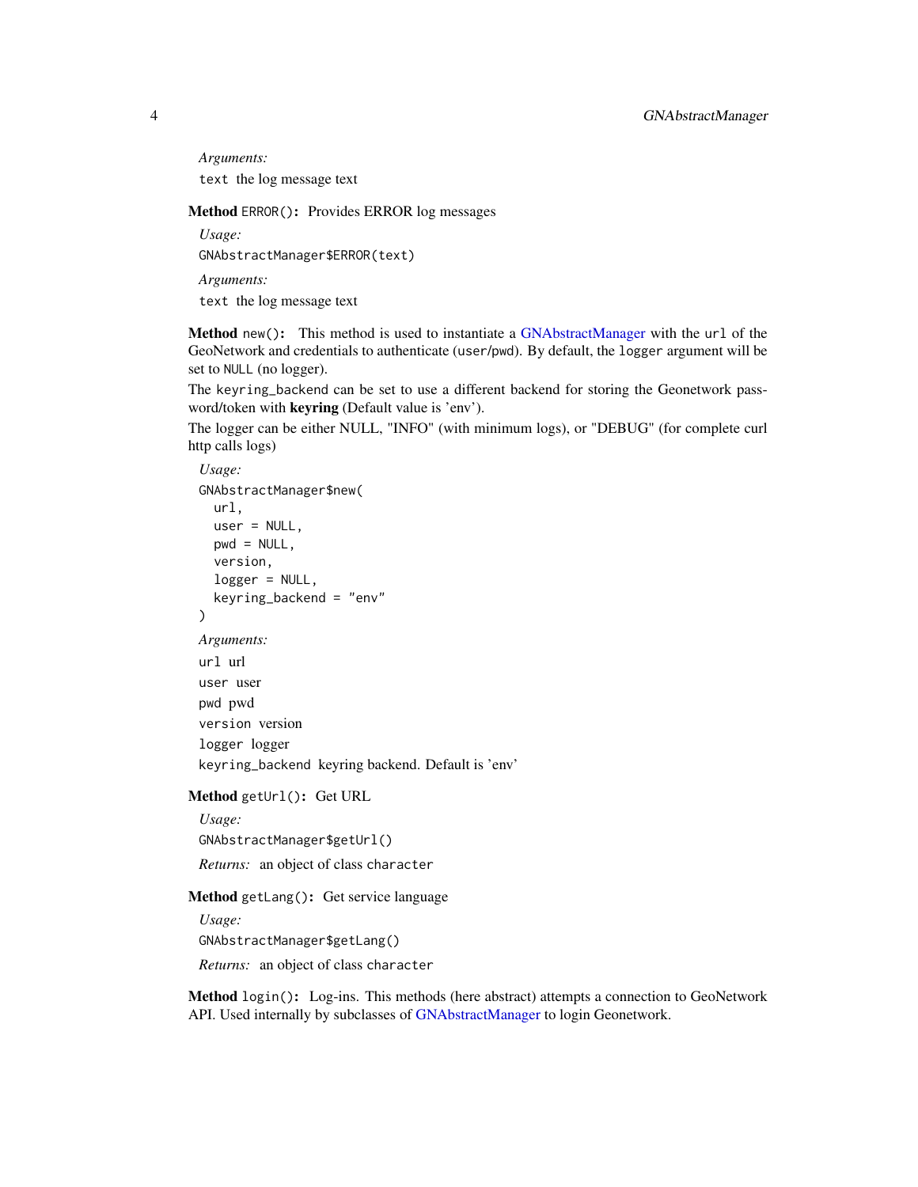*Arguments:*

`text` the log message text

**Method** `ERROR()`**:** Provides ERROR log messages

*Usage:*

```
GNAbstractManager$ERROR(text)
```

*Arguments:*

`text` the log message text

**Method** `new()`**:** This method is used to instantiate a GNAbstractManager with the `url` of the GeoNetwork and credentials to authenticate (`user`/`pwd`). By default, the `logger` argument will be set to `NULL` (no logger).

The `keyring_backend` can be set to use a different backend for storing the Geonetwork password/token with **keyring** (Default value is 'env').

The logger can be either NULL, "INFO" (with minimum logs), or "DEBUG" (for complete curl http calls logs)

*Usage:*

```
GNAbstractManager$new(
  url,
  user = NULL,
  pwd = NULL,
  version,
  logger = NULL,
  keyring_backend = "env"
)
```

*Arguments:*

`url` url

`user` user

`pwd` pwd

`version` version

`logger` logger

`keyring_backend` keyring backend. Default is 'env'

**Method** `getUrl()`**:** Get URL

*Usage:*

```
GNAbstractManager$getUrl()
```

*Returns:* an object of class `character`

**Method** `getLang()`**:** Get service language

*Usage:*

```
GNAbstractManager$getLang()
```

*Returns:* an object of class `character`

**Method** `login()`**:** Log-ins. This methods (here abstract) attempts a connection to GeoNetwork API. Used internally by subclasses of GNAbstractManager to login Geonetwork.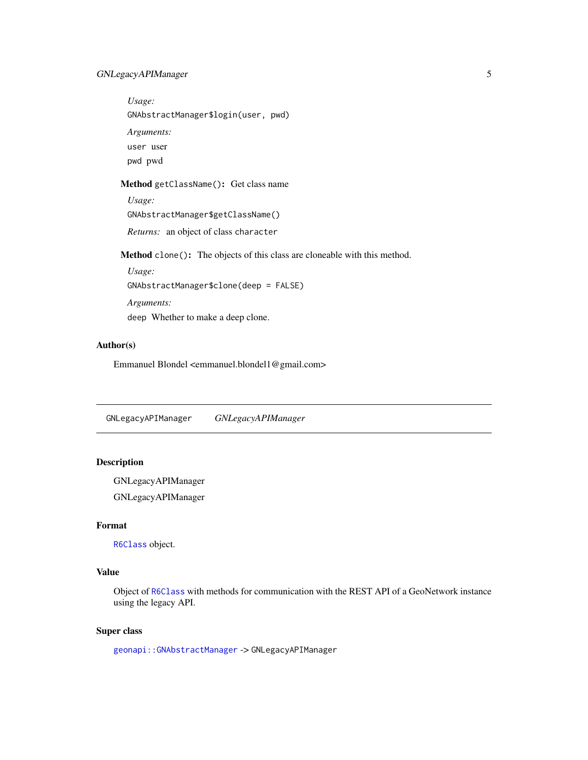*Usage:*

```
GNAbstractManager$login(user, pwd)
```

*Arguments:*

`user` user

`pwd` pwd

**Method** `getClassName()`**:** Get class name

*Usage:*

```
GNAbstractManager$getClassName()
```

*Returns:* an object of class `character`

**Method** `clone()`**:** The objects of this class are cloneable with this method.

*Usage:*

```
GNAbstractManager$clone(deep = FALSE)
```

*Arguments:*

`deep` Whether to make a deep clone.

### Author(s)

Emmanuel Blondel <emmanuel.blondel1@gmail.com>

---

## GNLegacyAPIManager *GNLegacyAPIManager*

---

### Description

GNLegacyAPIManager

GNLegacyAPIManager

### Format

`R6Class` object.

### Value

Object of `R6Class` with methods for communication with the REST API of a GeoNetwork instance using the legacy API.

### Super class

`geonapi::GNAbstractManager` -> `GNLegacyAPIManager`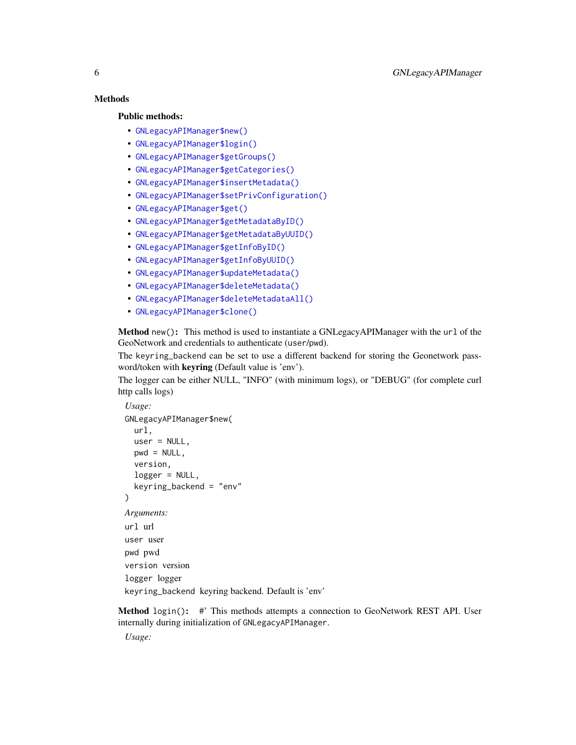### Methods

#### Public methods:

- `GNLegacyAPIManager$new()`
- `GNLegacyAPIManager$login()`
- `GNLegacyAPIManager$getGroups()`
- `GNLegacyAPIManager$getCategories()`
- `GNLegacyAPIManager$insertMetadata()`
- `GNLegacyAPIManager$setPrivConfiguration()`
- `GNLegacyAPIManager$get()`
- `GNLegacyAPIManager$getMetadataByID()`
- `GNLegacyAPIManager$getMetadataByUUID()`
- `GNLegacyAPIManager$getInfoByID()`
- `GNLegacyAPIManager$getInfoByUUID()`
- `GNLegacyAPIManager$updateMetadata()`
- `GNLegacyAPIManager$deleteMetadata()`
- `GNLegacyAPIManager$deleteMetadataAll()`
- `GNLegacyAPIManager$clone()`

**Method** `new()`**:** This method is used to instantiate a GNLegacyAPIManager with the `url` of the GeoNetwork and credentials to authenticate (`user`/`pwd`).

The `keyring_backend` can be set to use a different backend for storing the Geonetwork password/token with **keyring** (Default value is 'env').

The logger can be either NULL, "INFO" (with minimum logs), or "DEBUG" (for complete curl http calls logs)

*Usage:*

```
GNLegacyAPIManager$new(
  url,
  user = NULL,
  pwd = NULL,
  version,
  logger = NULL,
  keyring_backend = "env"
)
```

*Arguments:*

`url` url

`user` user

`pwd` pwd

`version` version

`logger` logger

`keyring_backend` keyring backend. Default is 'env'

**Method** `login()`**:** #' This methods attempts a connection to GeoNetwork REST API. User internally during initialization of `GNLegacyAPIManager`.

*Usage:*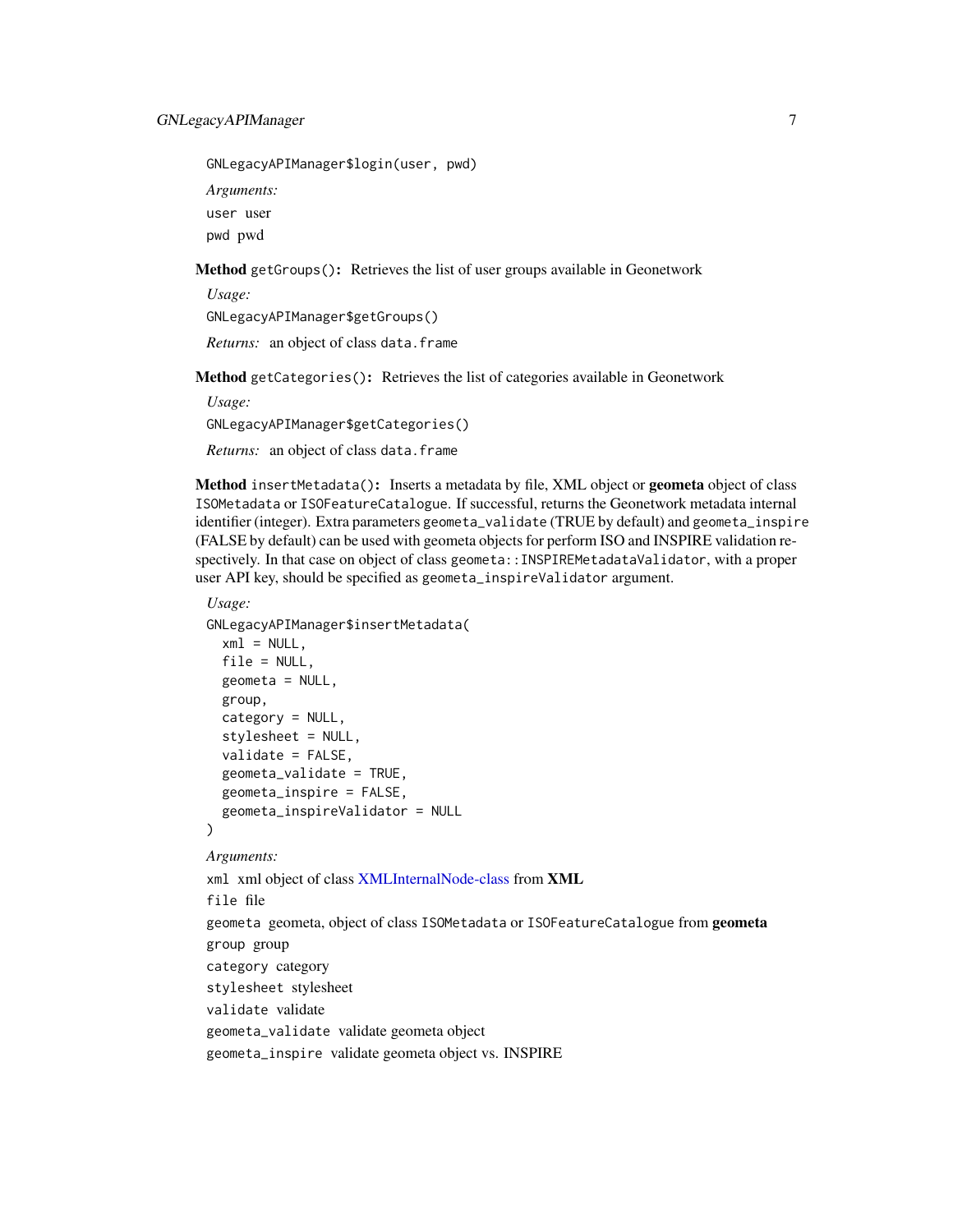```
GNLegacyAPIManager$login(user, pwd)
```

*Arguments:*

`user` user

`pwd` pwd

**Method** `getGroups()`**:** Retrieves the list of user groups available in Geonetwork

*Usage:*

```
GNLegacyAPIManager$getGroups()
```

*Returns:* an object of class `data.frame`

**Method** `getCategories()`**:** Retrieves the list of categories available in Geonetwork

*Usage:*

```
GNLegacyAPIManager$getCategories()
```

*Returns:* an object of class `data.frame`

**Method** `insertMetadata()`**:** Inserts a metadata by file, XML object or **geometa** object of class `ISOMetadata` or `ISOFeatureCatalogue`. If successful, returns the Geonetwork metadata internal identifier (integer). Extra parameters `geometa_validate` (TRUE by default) and `geometa_inspire` (FALSE by default) can be used with geometa objects for perform ISO and INSPIRE validation respectively. In that case on object of class `geometa::INSPIREMetadataValidator`, with a proper user API key, should be specified as `geometa_inspireValidator` argument.

*Usage:*

```
GNLegacyAPIManager$insertMetadata(
  xml = NULL,
  file = NULL,
  geometa = NULL,
  group,
  category = NULL,
  stylesheet = NULL,
  validate = FALSE,
  geometa_validate = TRUE,
  geometa_inspire = FALSE,
  geometa_inspireValidator = NULL
)
```

*Arguments:*

`xml` xml object of class XMLInternalNode-class from **XML**

`file` file

`geometa` geometa, object of class `ISOMetadata` or `ISOFeatureCatalogue` from **geometa**

`group` group

`category` category

`stylesheet` stylesheet

`validate` validate

`geometa_validate` validate geometa object

`geometa_inspire` validate geometa object vs. INSPIRE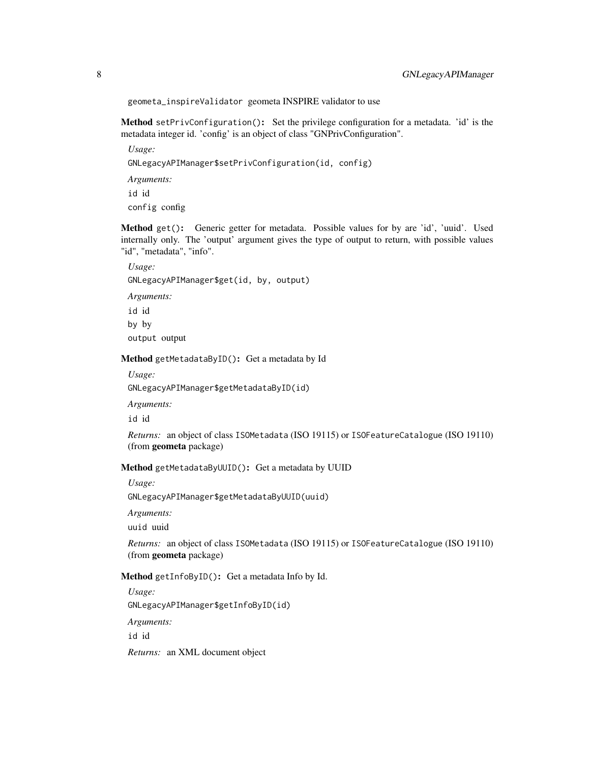`geometa_inspireValidator` geometa INSPIRE validator to use

**Method** `setPrivConfiguration()`**:** Set the privilege configuration for a metadata. 'id' is the metadata integer id. 'config' is an object of class "GNPrivConfiguration".

*Usage:*

```
GNLegacyAPIManager$setPrivConfiguration(id, config)
```

*Arguments:*

`id` id

`config` config

**Method** `get()`**:** Generic getter for metadata. Possible values for by are 'id', 'uuid'. Used internally only. The 'output' argument gives the type of output to return, with possible values "id", "metadata", "info".

*Usage:*

```
GNLegacyAPIManager$get(id, by, output)
```

*Arguments:*

`id` id

`by` by

`output` output

**Method** `getMetadataByID()`**:** Get a metadata by Id

*Usage:*

```
GNLegacyAPIManager$getMetadataByID(id)
```

*Arguments:*

`id` id

*Returns:* an object of class `ISOMetadata` (ISO 19115) or `ISOFeatureCatalogue` (ISO 19110) (from **geometa** package)

**Method** `getMetadataByUUID()`**:** Get a metadata by UUID

*Usage:*

```
GNLegacyAPIManager$getMetadataByUUID(uuid)
```

*Arguments:*

`uuid` uuid

*Returns:* an object of class `ISOMetadata` (ISO 19115) or `ISOFeatureCatalogue` (ISO 19110) (from **geometa** package)

**Method** `getInfoByID()`**:** Get a metadata Info by Id.

*Usage:*

```
GNLegacyAPIManager$getInfoByID(id)
```

*Arguments:*

`id` id

*Returns:* an XML document object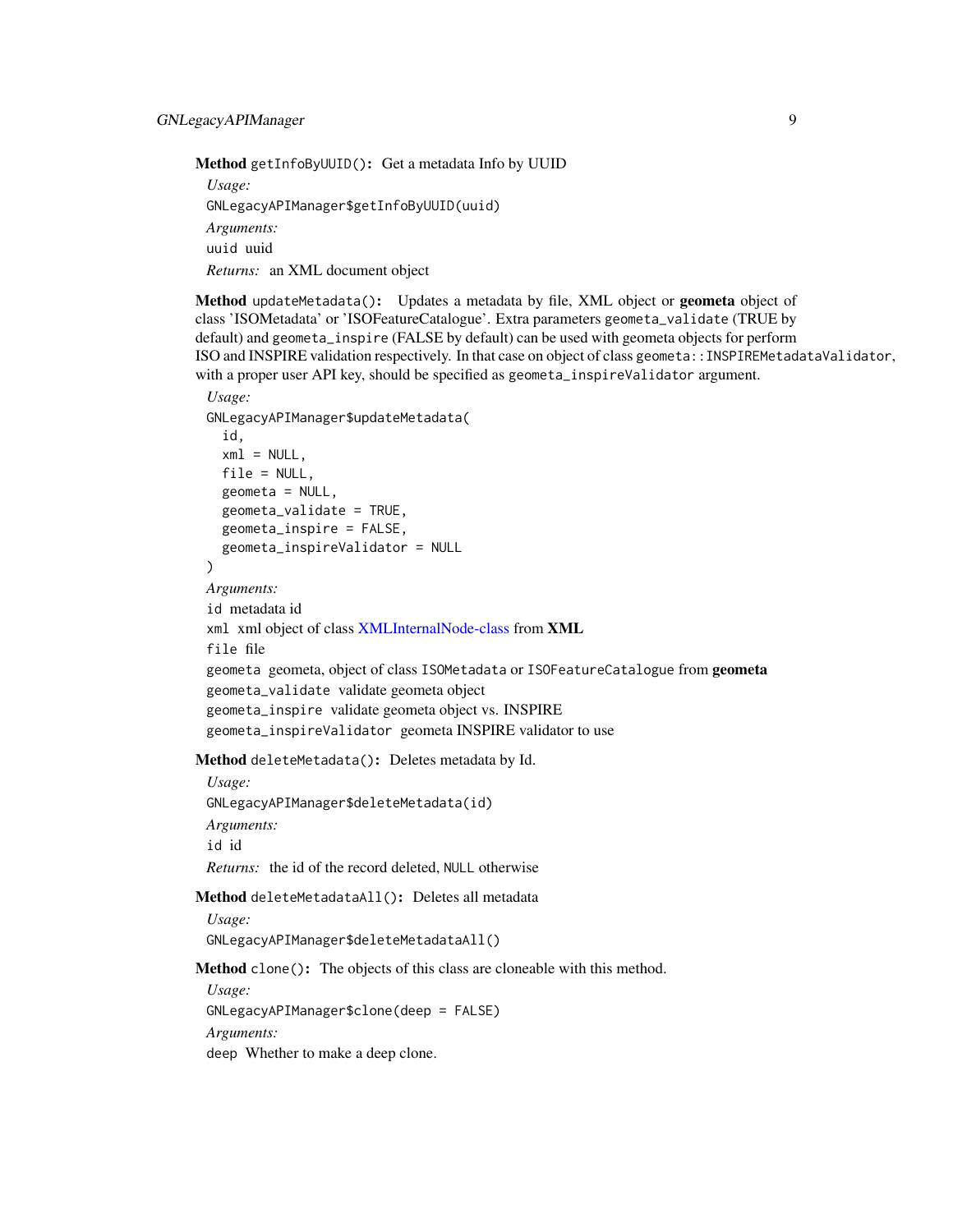**Method** `getInfoByUUID()`**:** Get a metadata Info by UUID

*Usage:*

```
GNLegacyAPIManager$getInfoByUUID(uuid)
```

*Arguments:*

`uuid` uuid

*Returns:* an XML document object

**Method** `updateMetadata()`**:** Updates a metadata by file, XML object or **geometa** object of class 'ISOMetadata' or 'ISOFeatureCatalogue'. Extra parameters `geometa_validate` (TRUE by default) and `geometa_inspire` (FALSE by default) can be used with geometa objects for perform ISO and INSPIRE validation respectively. In that case on object of class `geometa::INSPIREMetadataValidator`, with a proper user API key, should be specified as `geometa_inspireValidator` argument.

*Usage:*

```
GNLegacyAPIManager$updateMetadata(
  id,
  xml = NULL,
  file = NULL,
  geometa = NULL,
  geometa_validate = TRUE,
  geometa_inspire = FALSE,
  geometa_inspireValidator = NULL
)
```

*Arguments:*

`id` metadata id

`xml` xml object of class XMLInternalNode-class from **XML**

`file` file

`geometa` geometa, object of class `ISOMetadata` or `ISOFeatureCatalogue` from **geometa**

`geometa_validate` validate geometa object

`geometa_inspire` validate geometa object vs. INSPIRE

`geometa_inspireValidator` geometa INSPIRE validator to use

**Method** `deleteMetadata()`**:** Deletes metadata by Id.

*Usage:*

```
GNLegacyAPIManager$deleteMetadata(id)
```

*Arguments:*

`id` id

*Returns:* the id of the record deleted, `NULL` otherwise

**Method** `deleteMetadataAll()`**:** Deletes all metadata

*Usage:*

```
GNLegacyAPIManager$deleteMetadataAll()
```

**Method** `clone()`**:** The objects of this class are cloneable with this method.

*Usage:*

```
GNLegacyAPIManager$clone(deep = FALSE)
```

*Arguments:*

`deep` Whether to make a deep clone.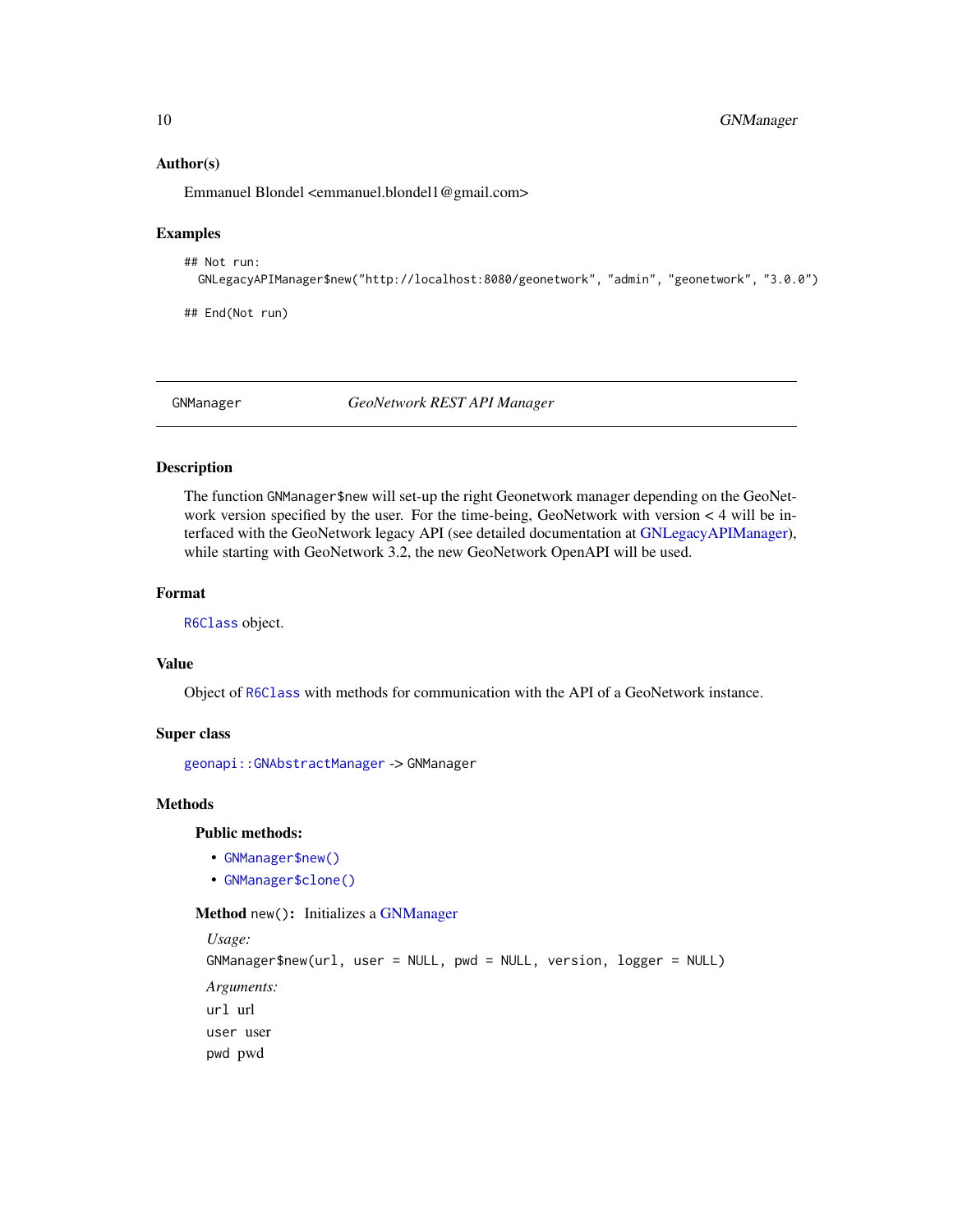**Author(s)**

Emmanuel Blondel <emmanuel.blondel1@gmail.com>

**Examples**

```
## Not run:
  GNLegacyAPIManager$new("http://localhost:8080/geonetwork", "admin", "geonetwork", "3.0.0")

## End(Not run)
```

---

GNManager *GeoNetwork REST API Manager*

---

## Description

The function GNManager$new will set-up the right Geonetwork manager depending on the GeoNetwork version specified by the user. For the time-being, GeoNetwork with version < 4 will be interfaced with the GeoNetwork legacy API (see detailed documentation at GNLegacyAPIManager), while starting with GeoNetwork 3.2, the new GeoNetwork OpenAPI will be used.

## Format

R6Class object.

## Value

Object of R6Class with methods for communication with the API of a GeoNetwork instance.

## Super class

geonapi::GNAbstractManager -> GNManager

## Methods

### Public methods:

- GNManager$new()
- GNManager$clone()

**Method** new(): Initializes a GNManager

*Usage:*

```
GNManager$new(url, user = NULL, pwd = NULL, version, logger = NULL)
```

*Arguments:*

url url

user user

pwd pwd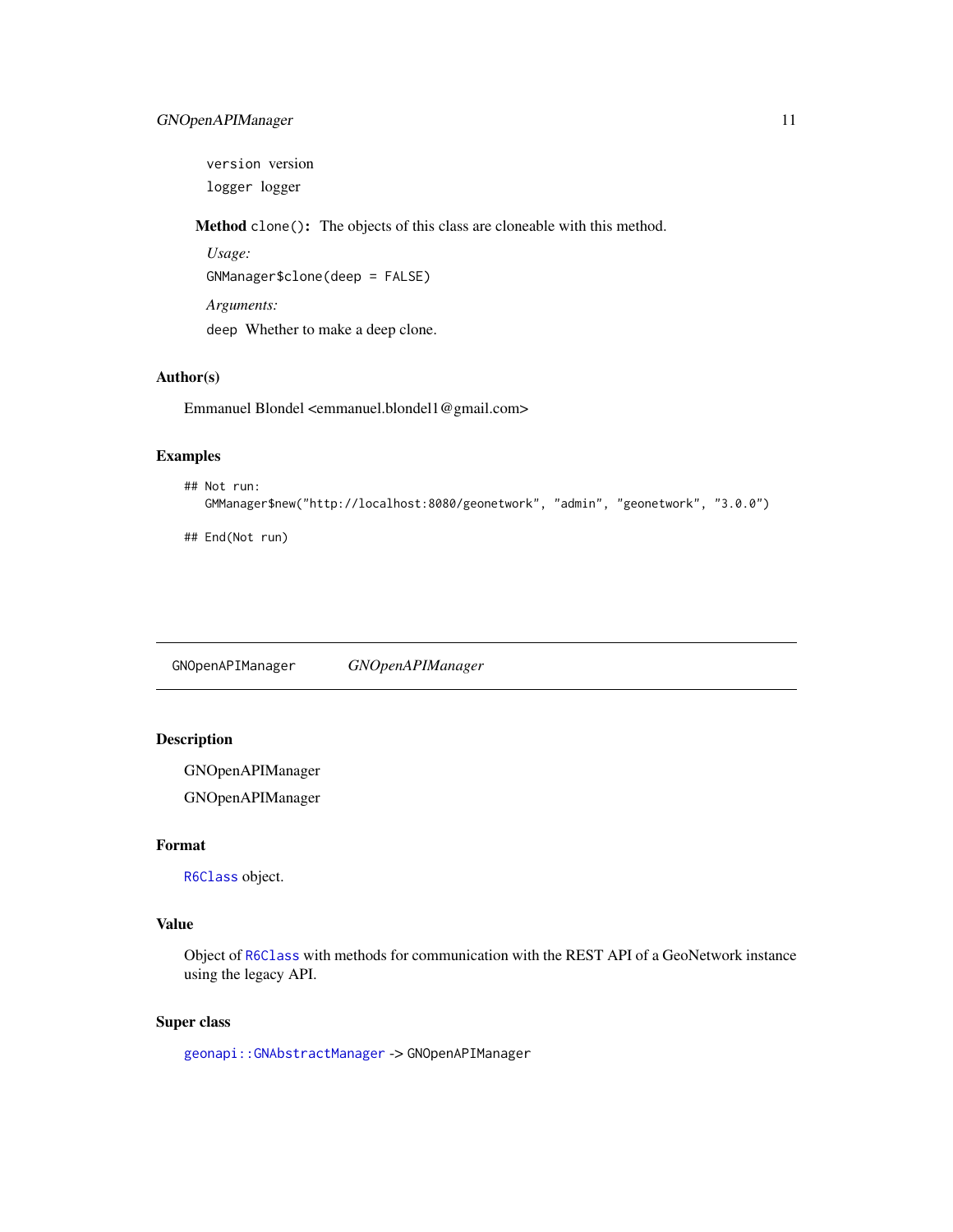version version

logger logger

**Method** `clone()`: The objects of this class are cloneable with this method.

*Usage:*

```
GNManager$clone(deep = FALSE)
```

*Arguments:*

`deep` Whether to make a deep clone.

## Author(s)

Emmanuel Blondel <emmanuel.blondel1@gmail.com>

## Examples

```
## Not run:
   GMManager$new("http://localhost:8080/geonetwork", "admin", "geonetwork", "3.0.0")

## End(Not run)
```

---

# GNOpenAPIManager *GNOpenAPIManager*

---

## Description

GNOpenAPIManager

GNOpenAPIManager

## Format

R6Class object.

## Value

Object of R6Class with methods for communication with the REST API of a GeoNetwork instance using the legacy API.

## Super class

geonapi::GNAbstractManager -> GNOpenAPIManager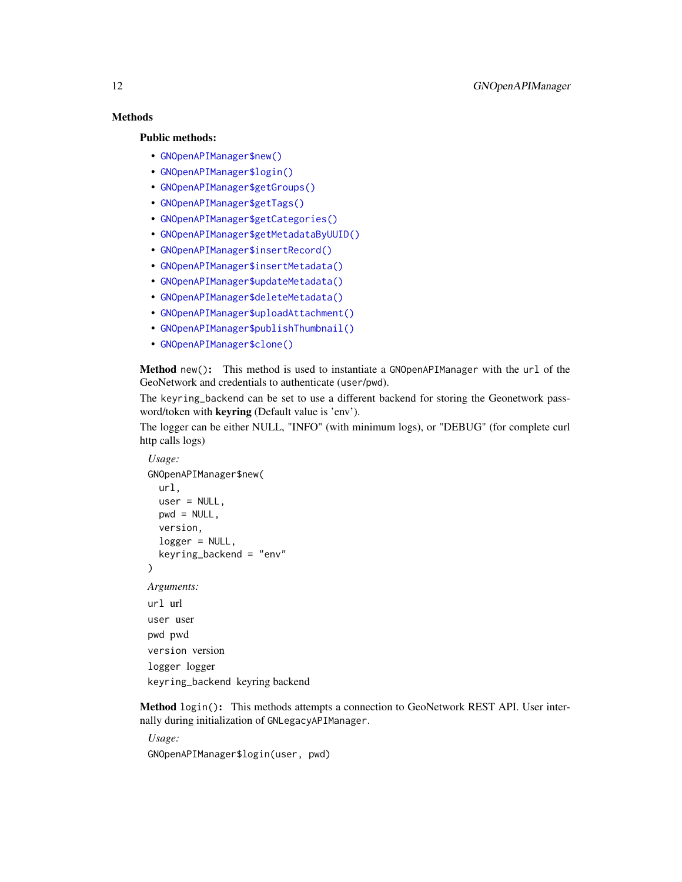## Methods

### Public methods:

- `GNOpenAPIManager$new()`
- `GNOpenAPIManager$login()`
- `GNOpenAPIManager$getGroups()`
- `GNOpenAPIManager$getTags()`
- `GNOpenAPIManager$getCategories()`
- `GNOpenAPIManager$getMetadataByUUID()`
- `GNOpenAPIManager$insertRecord()`
- `GNOpenAPIManager$insertMetadata()`
- `GNOpenAPIManager$updateMetadata()`
- `GNOpenAPIManager$deleteMetadata()`
- `GNOpenAPIManager$uploadAttachment()`
- `GNOpenAPIManager$publishThumbnail()`
- `GNOpenAPIManager$clone()`

**Method** `new()`**:** This method is used to instantiate a `GNOpenAPIManager` with the `url` of the GeoNetwork and credentials to authenticate (`user`/`pwd`).

The `keyring_backend` can be set to use a different backend for storing the Geonetwork password/token with **keyring** (Default value is 'env').

The logger can be either NULL, "INFO" (with minimum logs), or "DEBUG" (for complete curl http calls logs)

*Usage:*

```
GNOpenAPIManager$new(
  url,
  user = NULL,
  pwd = NULL,
  version,
  logger = NULL,
  keyring_backend = "env"
)
```

*Arguments:*

`url` url

`user` user

`pwd` pwd

`version` version

`logger` logger

`keyring_backend` keyring backend

**Method** `login()`**:** This methods attempts a connection to GeoNetwork REST API. User internally during initialization of `GNLegacyAPIManager`.

*Usage:*

```
GNOpenAPIManager$login(user, pwd)
```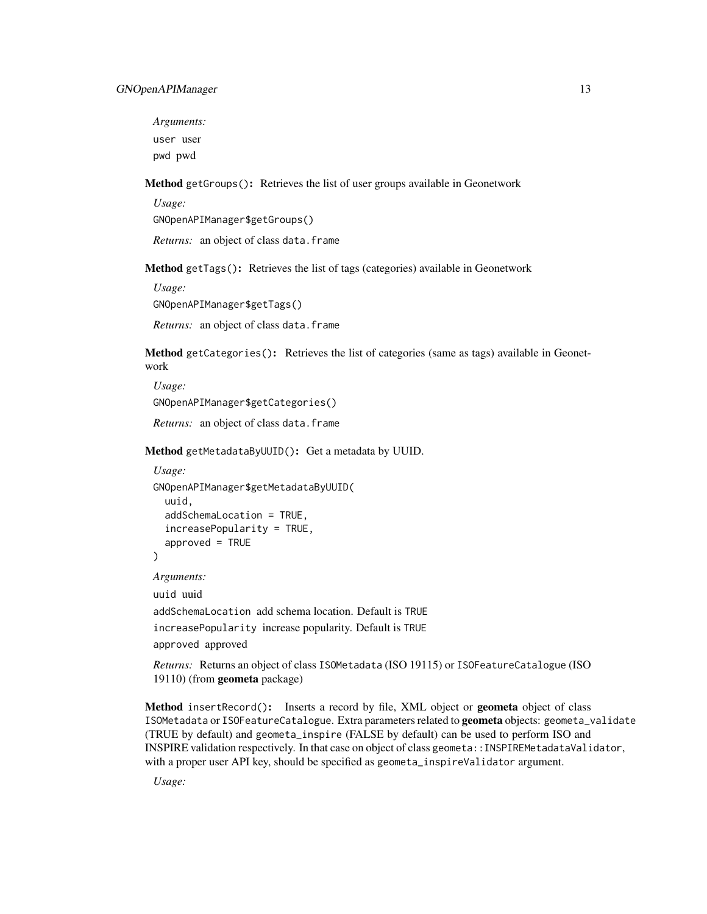*Arguments:*

`user` user

`pwd` pwd

**Method** `getGroups()`**:** Retrieves the list of user groups available in Geonetwork

*Usage:*

```
GNOpenAPIManager$getGroups()
```

*Returns:* an object of class `data.frame`

**Method** `getTags()`**:** Retrieves the list of tags (categories) available in Geonetwork

*Usage:*

```
GNOpenAPIManager$getTags()
```

*Returns:* an object of class `data.frame`

**Method** `getCategories()`**:** Retrieves the list of categories (same as tags) available in Geonetwork

*Usage:*

```
GNOpenAPIManager$getCategories()
```

*Returns:* an object of class `data.frame`

**Method** `getMetadataByUUID()`**:** Get a metadata by UUID.

*Usage:*

```
GNOpenAPIManager$getMetadataByUUID(
  uuid,
  addSchemaLocation = TRUE,
  increasePopularity = TRUE,
  approved = TRUE
)
```

*Arguments:*

`uuid` uuid

`addSchemaLocation` add schema location. Default is `TRUE`

`increasePopularity` increase popularity. Default is `TRUE`

`approved` approved

*Returns:* Returns an object of class `ISOMetadata` (ISO 19115) or `ISOFeatureCatalogue` (ISO 19110) (from **geometa** package)

**Method** `insertRecord()`**:** Inserts a record by file, XML object or **geometa** object of class `ISOMetadata` or `ISOFeatureCatalogue`. Extra parameters related to **geometa** objects: `geometa_validate` (TRUE by default) and `geometa_inspire` (FALSE by default) can be used to perform ISO and INSPIRE validation respectively. In that case on object of class `geometa::INSPIREMetadataValidator`, with a proper user API key, should be specified as `geometa_inspireValidator` argument.

*Usage:*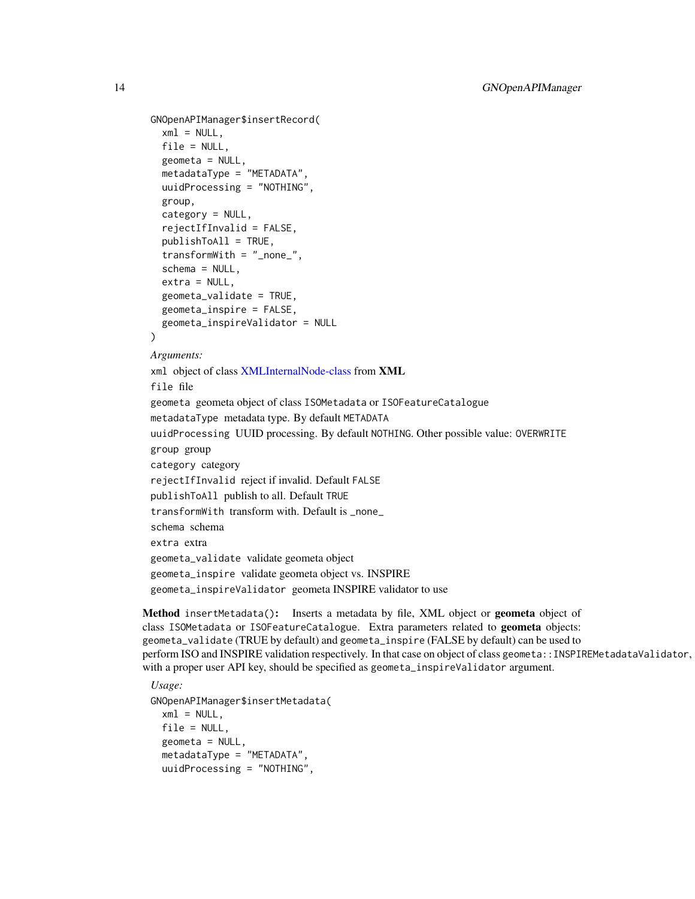```
GNOpenAPIManager$insertRecord(
  xml = NULL,
  file = NULL,
  geometa = NULL,
  metadataType = "METADATA",
  uuidProcessing = "NOTHING",
  group,
  category = NULL,
  rejectIfInvalid = FALSE,
  publishToAll = TRUE,
  transformWith = "_none_",
  schema = NULL,
  extra = NULL,
  geometa_validate = TRUE,
  geometa_inspire = FALSE,
  geometa_inspireValidator = NULL
)
```

*Arguments:*

`xml` object of class XMLInternalNode-class from **XML**

`file` file

`geometa` geometa object of class `ISOMetadata` or `ISOFeatureCatalogue`

`metadataType` metadata type. By default `METADATA`

`uuidProcessing` UUID processing. By default `NOTHING`. Other possible value: `OVERWRITE`

`group` group

`category` category

`rejectIfInvalid` reject if invalid. Default `FALSE`

`publishToAll` publish to all. Default `TRUE`

`transformWith` transform with. Default is _none_

`schema` schema

`extra` extra

`geometa_validate` validate geometa object

`geometa_inspire` validate geometa object vs. INSPIRE

`geometa_inspireValidator` geometa INSPIRE validator to use

**Method** `insertMetadata()`**:** Inserts a metadata by file, XML object or **geometa** object of class `ISOMetadata` or `ISOFeatureCatalogue`. Extra parameters related to **geometa** objects: `geometa_validate` (TRUE by default) and `geometa_inspire` (FALSE by default) can be used to perform ISO and INSPIRE validation respectively. In that case on object of class `geometa::INSPIREMetadataValidator`, with a proper user API key, should be specified as `geometa_inspireValidator` argument.

*Usage:*

```
GNOpenAPIManager$insertMetadata(
  xml = NULL,
  file = NULL,
  geometa = NULL,
  metadataType = "METADATA",
  uuidProcessing = "NOTHING",
```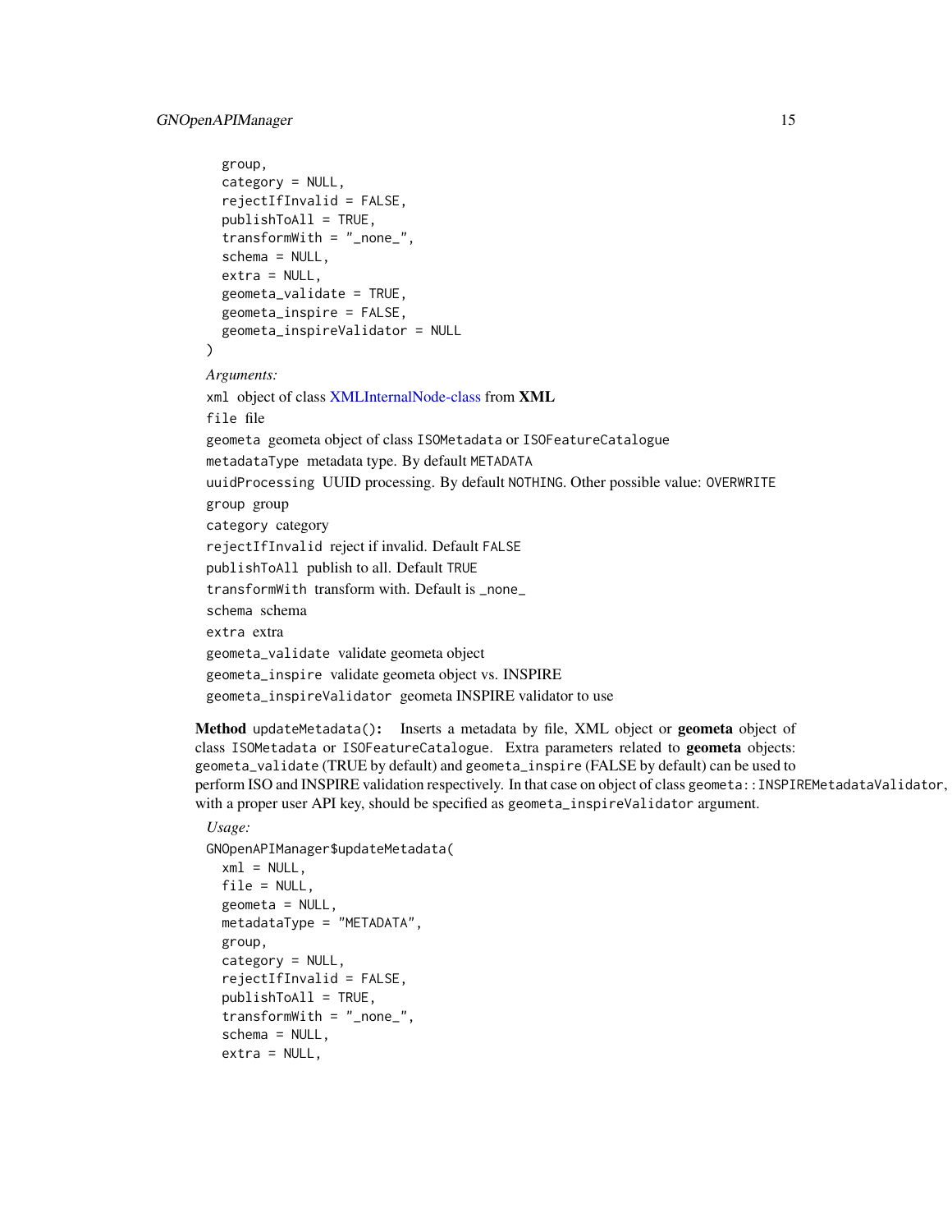```
  group,
  category = NULL,
  rejectIfInvalid = FALSE,
  publishToAll = TRUE,
  transformWith = "_none_",
  schema = NULL,
  extra = NULL,
  geometa_validate = TRUE,
  geometa_inspire = FALSE,
  geometa_inspireValidator = NULL
)
```

*Arguments:*

`xml` object of class XMLInternalNode-class from **XML**

`file` file

`geometa` geometa object of class `ISOMetadata` or `ISOFeatureCatalogue`

`metadataType` metadata type. By default `METADATA`

`uuidProcessing` UUID processing. By default `NOTHING`. Other possible value: `OVERWRITE`

`group` group

`category` category

`rejectIfInvalid` reject if invalid. Default `FALSE`

`publishToAll` publish to all. Default `TRUE`

`transformWith` transform with. Default is _none_

`schema` schema

`extra` extra

`geometa_validate` validate geometa object

`geometa_inspire` validate geometa object vs. INSPIRE

`geometa_inspireValidator` geometa INSPIRE validator to use

**Method** `updateMetadata()`: Inserts a metadata by file, XML object or **geometa** object of class `ISOMetadata` or `ISOFeatureCatalogue`. Extra parameters related to **geometa** objects: `geometa_validate` (TRUE by default) and `geometa_inspire` (FALSE by default) can be used to perform ISO and INSPIRE validation respectively. In that case on object of class `geometa::INSPIREMetadataValidator`, with a proper user API key, should be specified as `geometa_inspireValidator` argument.

*Usage:*

```
GNOpenAPIManager$updateMetadata(
  xml = NULL,
  file = NULL,
  geometa = NULL,
  metadataType = "METADATA",
  group,
  category = NULL,
  rejectIfInvalid = FALSE,
  publishToAll = TRUE,
  transformWith = "_none_",
  schema = NULL,
  extra = NULL,
```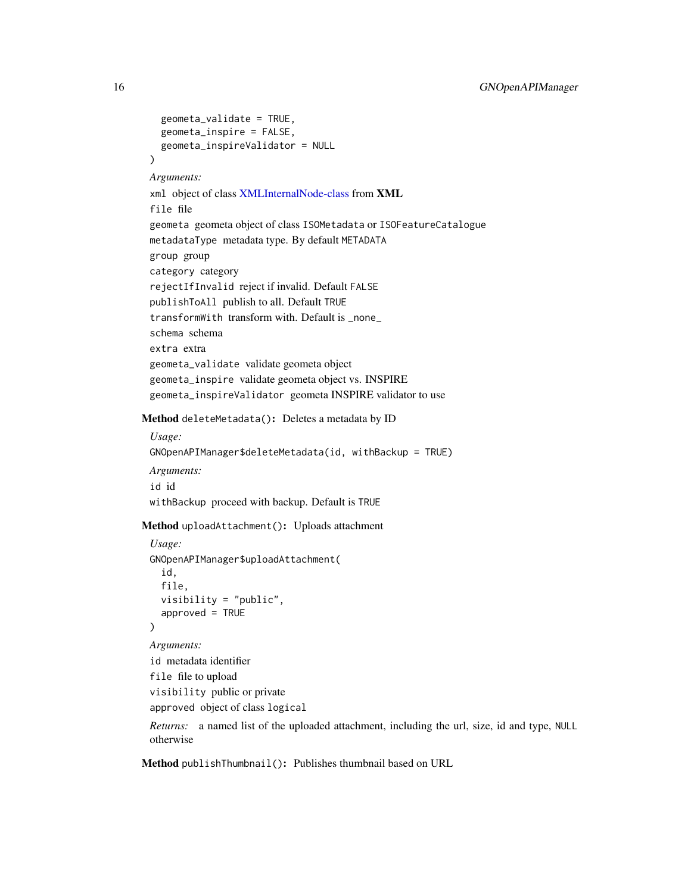```
  geometa_validate = TRUE,
  geometa_inspire = FALSE,
  geometa_inspireValidator = NULL
)
```

*Arguments:*

`xml` object of class XMLInternalNode-class from **XML**

`file` file

`geometa` geometa object of class `ISOMetadata` or `ISOFeatureCatalogue`

`metadataType` metadata type. By default `METADATA`

`group` group

`category` category

`rejectIfInvalid` reject if invalid. Default `FALSE`

`publishToAll` publish to all. Default `TRUE`

`transformWith` transform with. Default is `_none_`

`schema` schema

`extra` extra

`geometa_validate` validate geometa object

`geometa_inspire` validate geometa object vs. INSPIRE

`geometa_inspireValidator` geometa INSPIRE validator to use

**Method** `deleteMetadata()`**:** Deletes a metadata by ID

*Usage:*

```
GNOpenAPIManager$deleteMetadata(id, withBackup = TRUE)
```

*Arguments:*

`id` id

`withBackup` proceed with backup. Default is `TRUE`

**Method** `uploadAttachment()`**:** Uploads attachment

*Usage:*

```
GNOpenAPIManager$uploadAttachment(
  id,
  file,
  visibility = "public",
  approved = TRUE
)
```

*Arguments:*

`id` metadata identifier

`file` file to upload

`visibility` public or private

`approved` object of class `logical`

*Returns:* a named list of the uploaded attachment, including the url, size, id and type, `NULL` otherwise

**Method** `publishThumbnail()`**:** Publishes thumbnail based on URL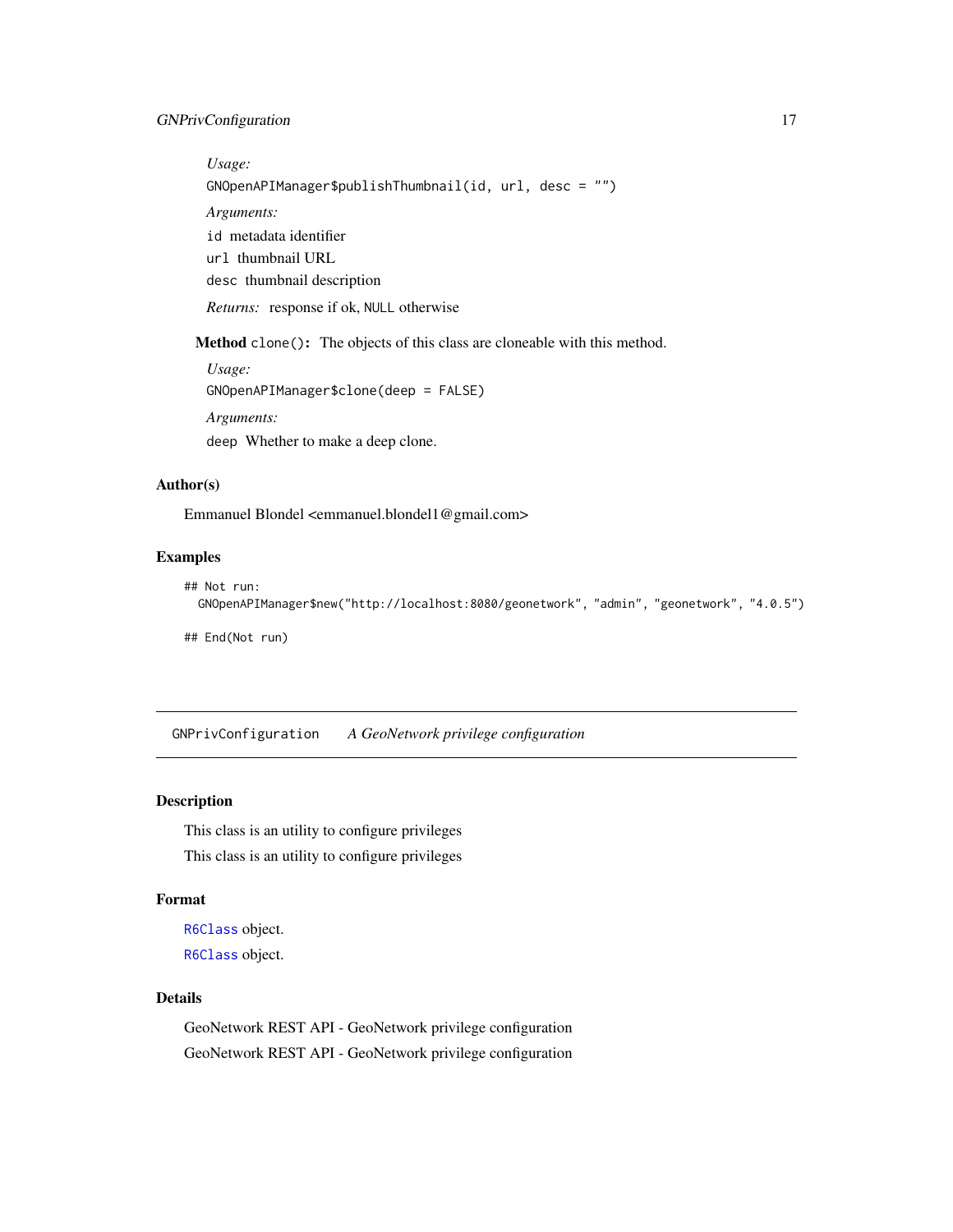*Usage:*

```
GNOpenAPIManager$publishThumbnail(id, url, desc = "")
```

*Arguments:*

`id` metadata identifier

`url` thumbnail URL

`desc` thumbnail description

*Returns:* response if ok, `NULL` otherwise

**Method** `clone()`**:** The objects of this class are cloneable with this method.

*Usage:*

```
GNOpenAPIManager$clone(deep = FALSE)
```

*Arguments:*

`deep` Whether to make a deep clone.

## Author(s)

Emmanuel Blondel <emmanuel.blondel1@gmail.com>

## Examples

```
## Not run:
  GNOpenAPIManager$new("http://localhost:8080/geonetwork", "admin", "geonetwork", "4.0.5")

## End(Not run)
```

---

# GNPrivConfiguration *A GeoNetwork privilege configuration*

---

## Description

This class is an utility to configure privileges

This class is an utility to configure privileges

## Format

`R6Class` object.

`R6Class` object.

## Details

GeoNetwork REST API - GeoNetwork privilege configuration

GeoNetwork REST API - GeoNetwork privilege configuration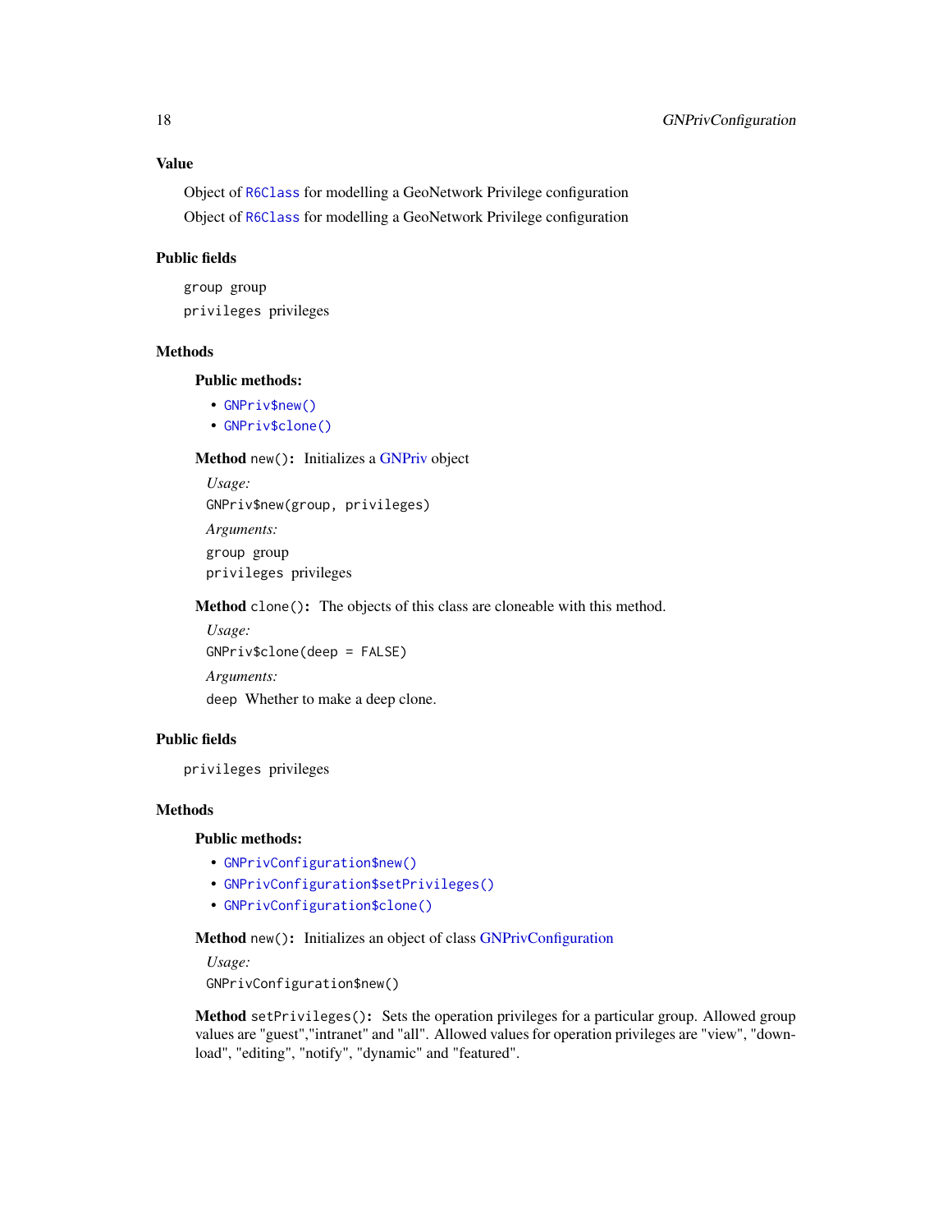### Value

Object of `R6Class` for modelling a GeoNetwork Privilege configuration

Object of `R6Class` for modelling a GeoNetwork Privilege configuration

### Public fields

`group` group

`privileges` privileges

### Methods

#### Public methods:

- `GNPriv$new()`
- `GNPriv$clone()`

**Method** `new()`**:** Initializes a GNPriv object

*Usage:*

```
GNPriv$new(group, privileges)
```

*Arguments:*

`group` group

`privileges` privileges

**Method** `clone()`**:** The objects of this class are cloneable with this method.

*Usage:*

```
GNPriv$clone(deep = FALSE)
```

*Arguments:*

`deep` Whether to make a deep clone.

### Public fields

`privileges` privileges

### Methods

#### Public methods:

- `GNPrivConfiguration$new()`
- `GNPrivConfiguration$setPrivileges()`
- `GNPrivConfiguration$clone()`

**Method** `new()`**:** Initializes an object of class GNPrivConfiguration

*Usage:*

```
GNPrivConfiguration$new()
```

**Method** `setPrivileges()`**:** Sets the operation privileges for a particular group. Allowed group values are "guest","intranet" and "all". Allowed values for operation privileges are "view", "download", "editing", "notify", "dynamic" and "featured".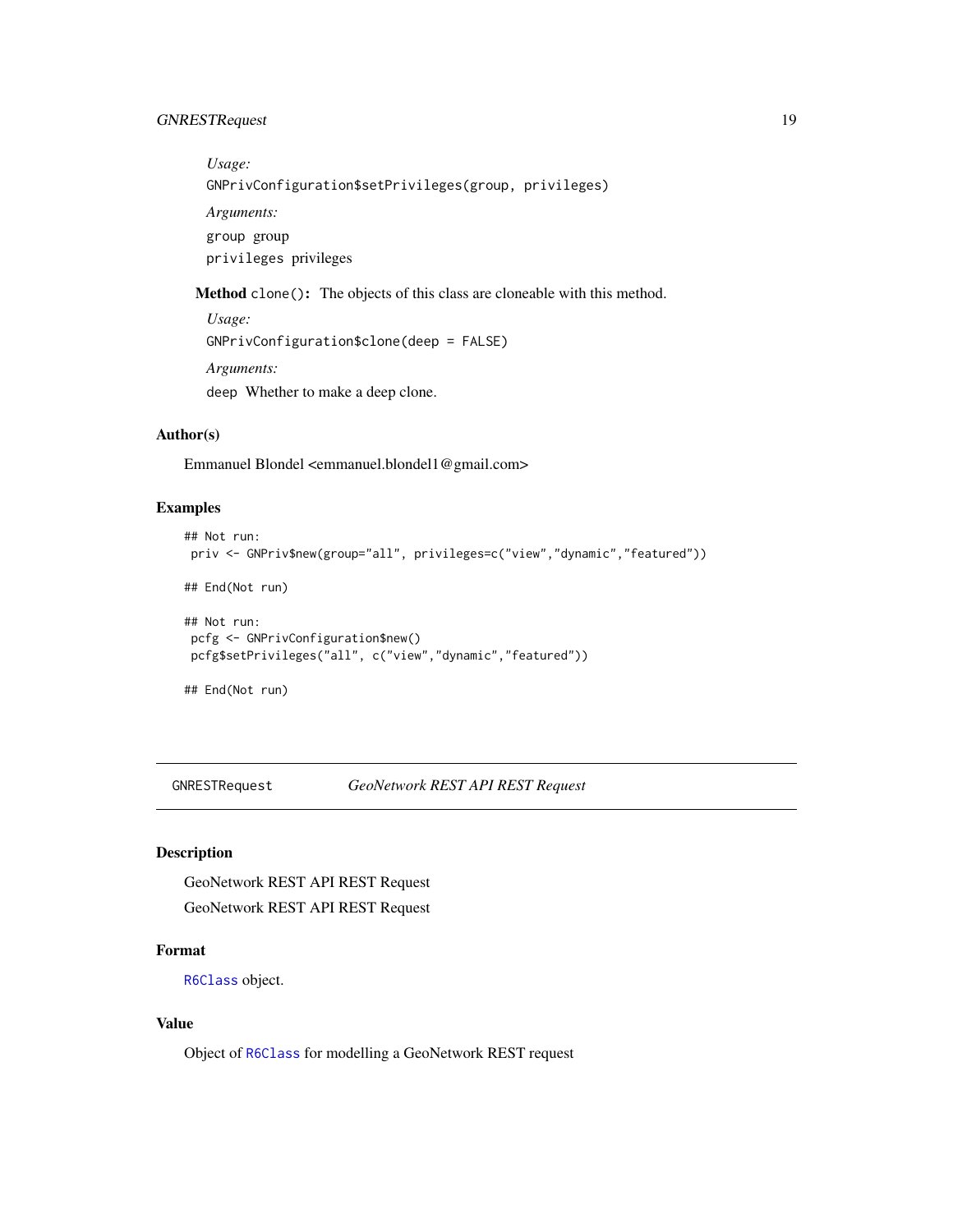*Usage:*

```
GNPrivConfiguration$setPrivileges(group, privileges)
```

*Arguments:*

`group` group

`privileges` privileges

**Method** `clone()`**:** The objects of this class are cloneable with this method.

*Usage:*

```
GNPrivConfiguration$clone(deep = FALSE)
```

*Arguments:*

`deep` Whether to make a deep clone.

### Author(s)

Emmanuel Blondel <emmanuel.blondel1@gmail.com>

### Examples

```
## Not run:
 priv <- GNPriv$new(group="all", privileges=c("view","dynamic","featured"))

## End(Not run)

## Not run:
 pcfg <- GNPrivConfiguration$new()
 pcfg$setPrivileges("all", c("view","dynamic","featured"))

## End(Not run)
```

---

## GNRESTRequest *GeoNetwork REST API REST Request*

---

### Description

GeoNetwork REST API REST Request

GeoNetwork REST API REST Request

### Format

`R6Class` object.

### Value

Object of `R6Class` for modelling a GeoNetwork REST request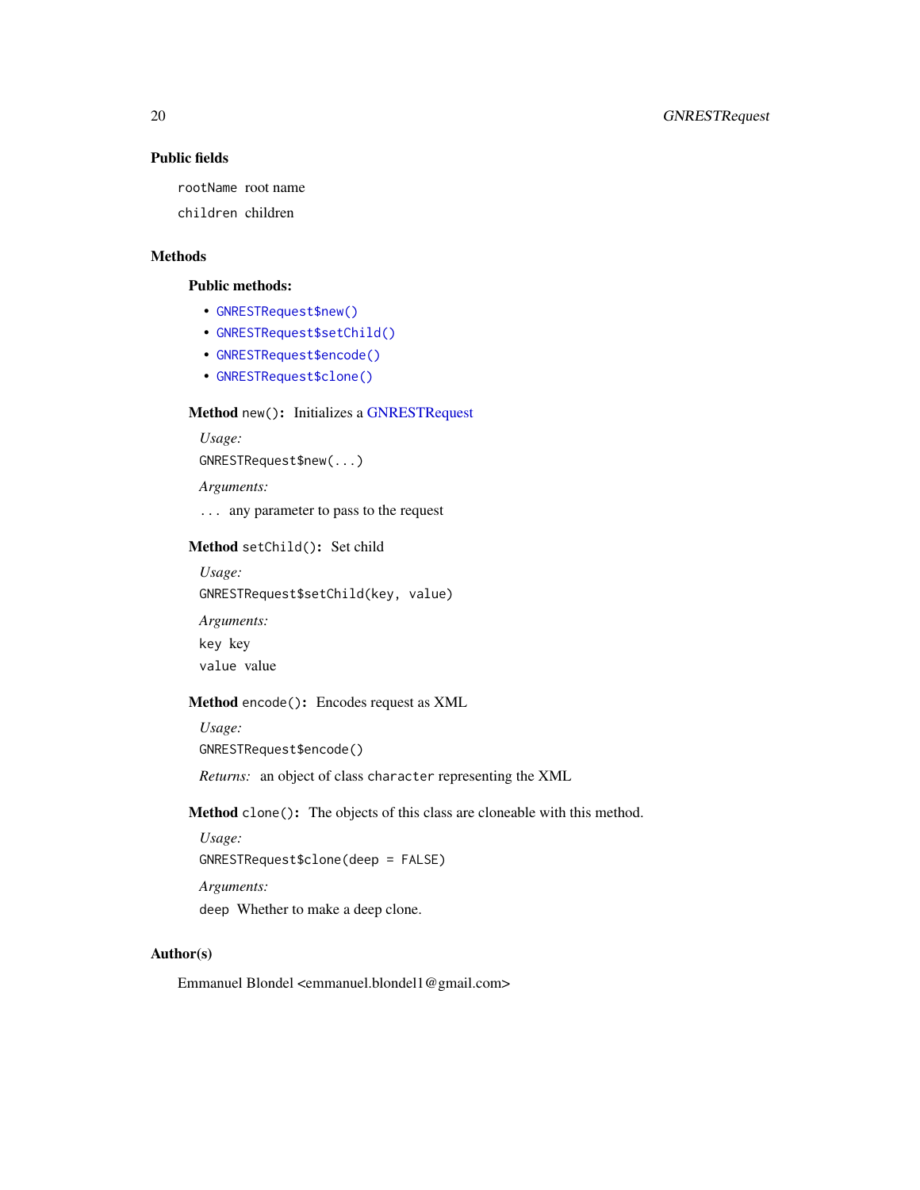### Public fields

`rootName` root name

`children` children

### Methods

#### Public methods:

- `GNRESTRequest$new()`
- `GNRESTRequest$setChild()`
- `GNRESTRequest$encode()`
- `GNRESTRequest$clone()`

**Method** `new()`**:** Initializes a GNRESTRequest

*Usage:*

```
GNRESTRequest$new(...)
```

*Arguments:*

`...` any parameter to pass to the request

**Method** `setChild()`**:** Set child

*Usage:*

```
GNRESTRequest$setChild(key, value)
```

*Arguments:*

`key` key

`value` value

**Method** `encode()`**:** Encodes request as XML

*Usage:*

```
GNRESTRequest$encode()
```

*Returns:* an object of class `character` representing the XML

**Method** `clone()`**:** The objects of this class are cloneable with this method.

*Usage:*

```
GNRESTRequest$clone(deep = FALSE)
```

*Arguments:*

`deep` Whether to make a deep clone.

### Author(s)

Emmanuel Blondel <emmanuel.blondel1@gmail.com>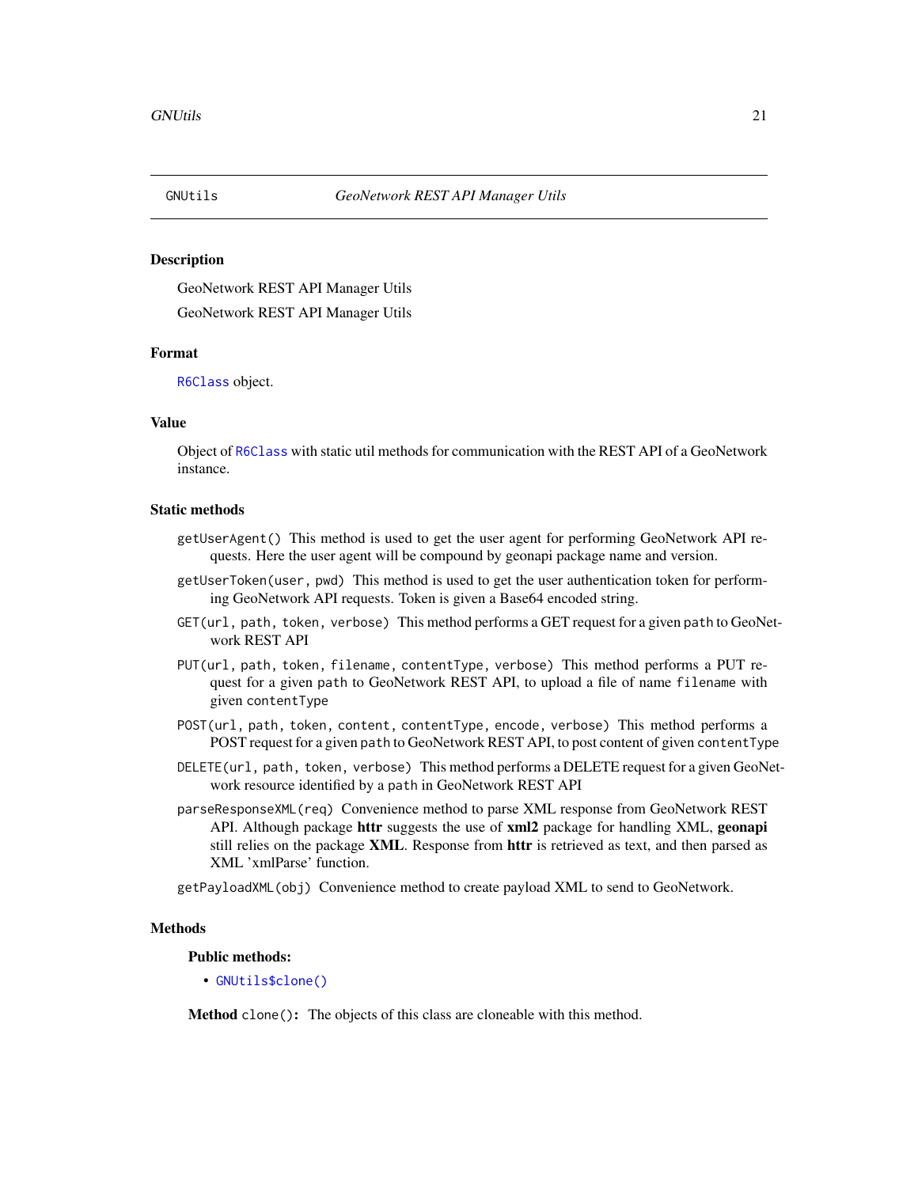# GNUtils — *GeoNetwork REST API Manager Utils*

## Description

GeoNetwork REST API Manager Utils

GeoNetwork REST API Manager Utils

## Format

`R6Class` object.

## Value

Object of `R6Class` with static util methods for communication with the REST API of a GeoNetwork instance.

## Static methods

`getUserAgent()` This method is used to get the user agent for performing GeoNetwork API requests. Here the user agent will be compound by geonapi package name and version.

`getUserToken(user, pwd)` This method is used to get the user authentication token for performing GeoNetwork API requests. Token is given a Base64 encoded string.

`GET(url, path, token, verbose)` This method performs a GET request for a given `path` to GeoNetwork REST API

`PUT(url, path, token, filename, contentType, verbose)` This method performs a PUT request for a given `path` to GeoNetwork REST API, to upload a file of name `filename` with given `contentType`

`POST(url, path, token, content, contentType, encode, verbose)` This method performs a POST request for a given `path` to GeoNetwork REST API, to post content of given `contentType`

`DELETE(url, path, token, verbose)` This method performs a DELETE request for a given GeoNetwork resource identified by a `path` in GeoNetwork REST API

`parseResponseXML(req)` Convenience method to parse XML response from GeoNetwork REST API. Although package **httr** suggests the use of **xml2** package for handling XML, **geonapi** still relies on the package **XML**. Response from **httr** is retrieved as text, and then parsed as XML 'xmlParse' function.

`getPayloadXML(obj)` Convenience method to create payload XML to send to GeoNetwork.

## Methods

### Public methods:

- `GNUtils$clone()`

**Method** `clone()`**:** The objects of this class are cloneable with this method.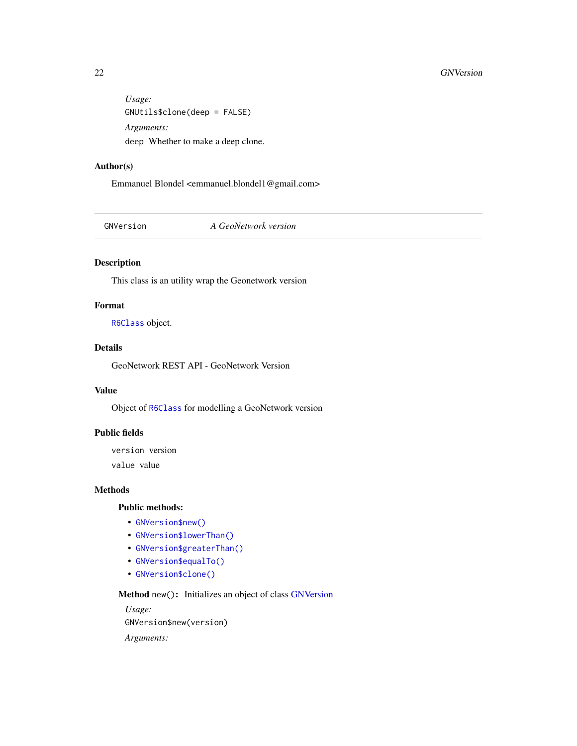*Usage:*

```
GNUtils$clone(deep = FALSE)
```

*Arguments:*

`deep` Whether to make a deep clone.

### Author(s)

Emmanuel Blondel <emmanuel.blondel1@gmail.com>

---

GNVersion *A GeoNetwork version*

---

### Description

This class is an utility wrap the Geonetwork version

### Format

`R6Class` object.

### Details

GeoNetwork REST API - GeoNetwork Version

### Value

Object of `R6Class` for modelling a GeoNetwork version

### Public fields

`version` version

`value` value

### Methods

**Public methods:**

- `GNVersion$new()`
- `GNVersion$lowerThan()`
- `GNVersion$greaterThan()`
- `GNVersion$equalTo()`
- `GNVersion$clone()`

**Method** `new()`**:** Initializes an object of class GNVersion

*Usage:*

```
GNVersion$new(version)
```

*Arguments:*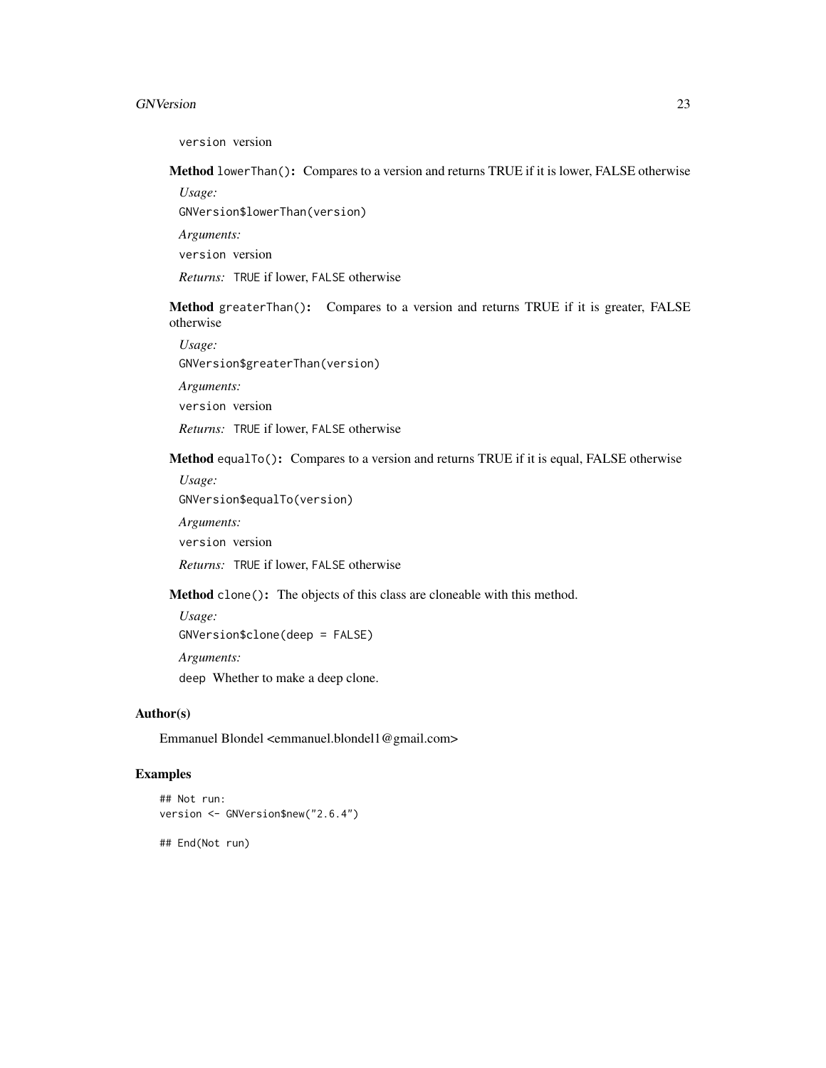`version` version

**Method** `lowerThan()`**:** Compares to a version and returns TRUE if it is lower, FALSE otherwise

*Usage:*

```
GNVersion$lowerThan(version)
```

*Arguments:*

`version` version

*Returns:* `TRUE` if lower, `FALSE` otherwise

**Method** `greaterThan()`**:** Compares to a version and returns TRUE if it is greater, FALSE otherwise

*Usage:*

```
GNVersion$greaterThan(version)
```

*Arguments:*

`version` version

*Returns:* `TRUE` if lower, `FALSE` otherwise

**Method** `equalTo()`**:** Compares to a version and returns TRUE if it is equal, FALSE otherwise

*Usage:*

```
GNVersion$equalTo(version)
```

*Arguments:*

`version` version

*Returns:* `TRUE` if lower, `FALSE` otherwise

**Method** `clone()`**:** The objects of this class are cloneable with this method.

*Usage:*

```
GNVersion$clone(deep = FALSE)
```

*Arguments:*

`deep` Whether to make a deep clone.

## Author(s)

Emmanuel Blondel <emmanuel.blondel1@gmail.com>

## Examples

```
## Not run:
version <- GNVersion$new("2.6.4")

## End(Not run)
```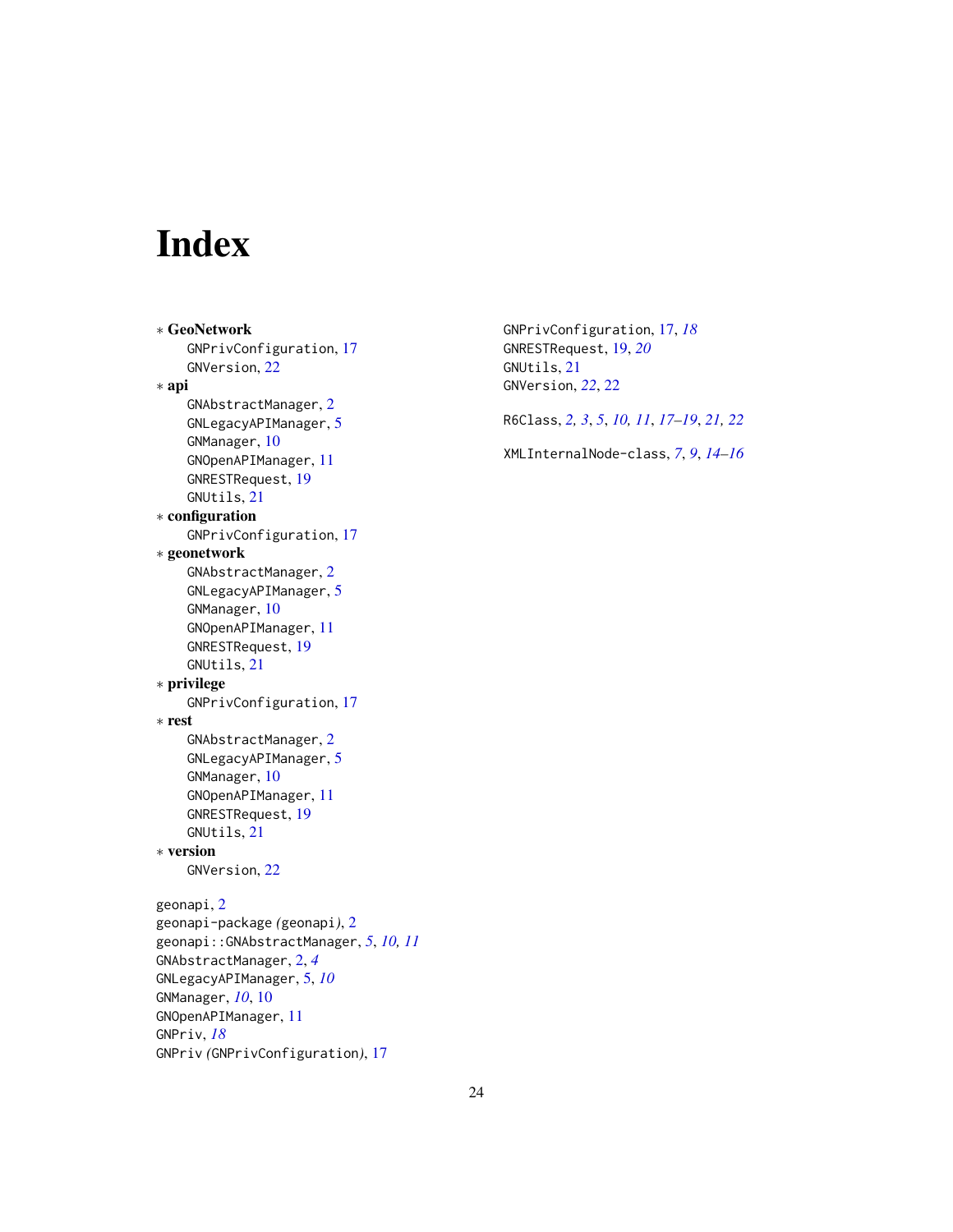# Index

* **GeoNetwork**
    GNPrivConfiguration, 17
    GNVersion, 22
* **api**
    GNAbstractManager, 2
    GNLegacyAPIManager, 5
    GNManager, 10
    GNOpenAPIManager, 11
    GNRESTRequest, 19
    GNUtils, 21
* **configuration**
    GNPrivConfiguration, 17
* **geonetwork**
    GNAbstractManager, 2
    GNLegacyAPIManager, 5
    GNManager, 10
    GNOpenAPIManager, 11
    GNRESTRequest, 19
    GNUtils, 21
* **privilege**
    GNPrivConfiguration, 17
* **rest**
    GNAbstractManager, 2
    GNLegacyAPIManager, 5
    GNManager, 10
    GNOpenAPIManager, 11
    GNRESTRequest, 19
    GNUtils, 21
* **version**
    GNVersion, 22

geonapi, 2
geonapi-package *(*geonapi*)*, 2
geonapi::GNAbstractManager, *5*, *10, 11*
GNAbstractManager, 2, *4*
GNLegacyAPIManager, 5, *10*
GNManager, *10*, 10
GNOpenAPIManager, 11
GNPriv, *18*
GNPriv *(*GNPrivConfiguration*)*, 17
GNPrivConfiguration, 17, *18*
GNRESTRequest, 19, *20*
GNUtils, 21
GNVersion, *22*, 22

R6Class, *2, 3*, *5*, *10, 11*, *17–19*, *21, 22*

XMLInternalNode-class, *7*, *9*, *14–16*